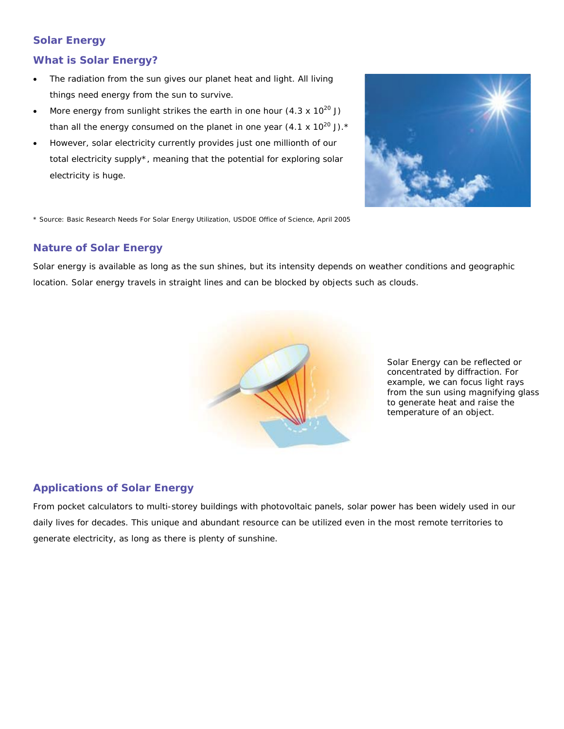## Solar Energy

### What is Solar Energy?

- The radiation from the sun gives our planet heat and light. All living things need energy from the sun to survive.
- More energy from sunlight strikes the earth in one hour ($4.3 \times 10^{20}$ J) than all the energy consumed on the planet in one year ($4.1 \times 10^{20}$ J).*
- However, solar electricity currently provides just one millionth of our total electricity supply*, meaning that the potential for exploring solar electricity is huge.

* Source: Basic Research Needs For Solar Energy Utilization, USDOE Office of Science, April 2005

### Nature of Solar Energy

Solar energy is available as long as the sun shines, but its intensity depends on weather conditions and geographic location. Solar energy travels in straight lines and can be blocked by objects such as clouds.

Solar Energy can be reflected or concentrated by diffraction. For example, we can focus light rays from the sun using magnifying glass to generate heat and raise the temperature of an object.

### Applications of Solar Energy

From pocket calculators to multi-storey buildings with photovoltaic panels, solar power has been widely used in our daily lives for decades. This unique and abundant resource can be utilized even in the most remote territories to generate electricity, as long as there is plenty of sunshine.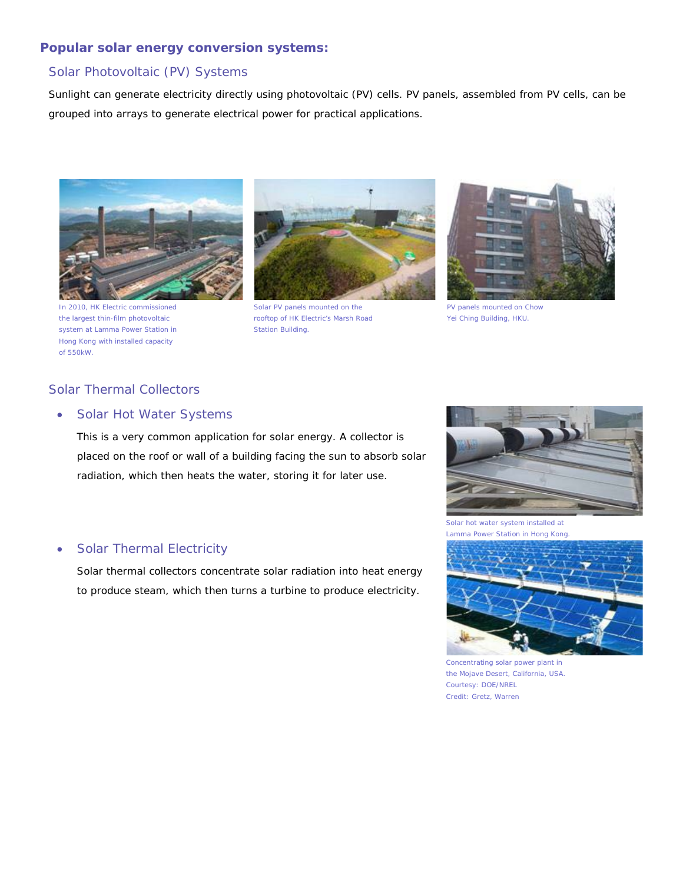## Popular solar energy conversion systems:

### Solar Photovoltaic (PV) Systems

Sunlight can generate electricity directly using photovoltaic (PV) cells. PV panels, assembled from PV cells, can be grouped into arrays to generate electrical power for practical applications.

In 2010, HK Electric commissioned the largest thin-film photovoltaic system at Lamma Power Station in Hong Kong with installed capacity of 550kW.

Solar PV panels mounted on the rooftop of HK Electric's Marsh Road Station Building.

PV panels mounted on Chow Yei Ching Building, HKU.

### Solar Thermal Collectors

- **Solar Hot Water Systems**

  This is a very common application for solar energy. A collector is placed on the roof or wall of a building facing the sun to absorb solar radiation, which then heats the water, storing it for later use.

Solar hot water system installed at Lamma Power Station in Hong Kong.

- **Solar Thermal Electricity**

  Solar thermal collectors concentrate solar radiation into heat energy to produce steam, which then turns a turbine to produce electricity.

Concentrating solar power plant in the Mojave Desert, California, USA. Courtesy: DOE/NREL Credit: Gretz, Warren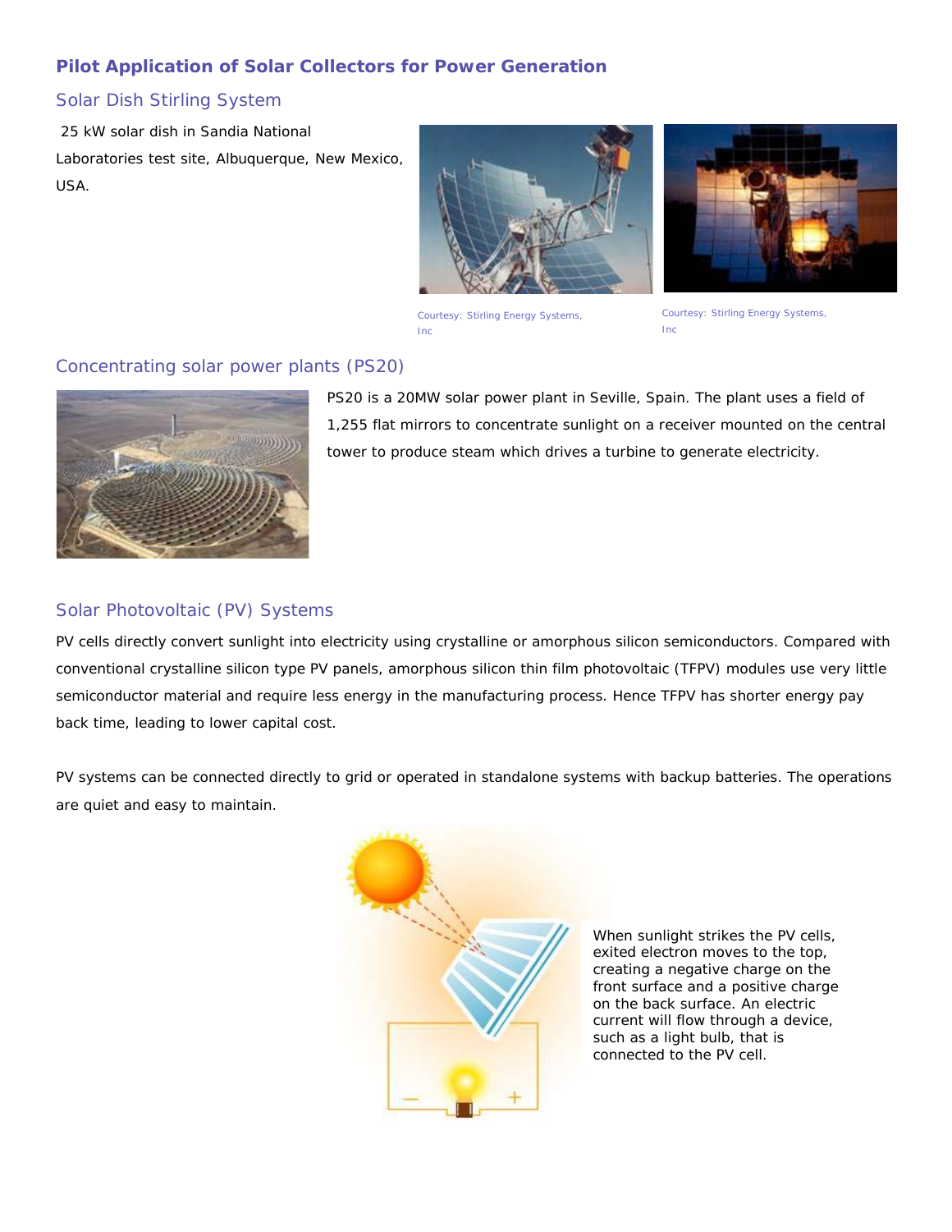## Pilot Application of Solar Collectors for Power Generation

### Solar Dish Stirling System

25 kW solar dish in Sandia National Laboratories test site, Albuquerque, New Mexico, USA.

Courtesy: Stirling Energy Systems, Inc

Courtesy: Stirling Energy Systems, Inc

### Concentrating solar power plants (PS20)

PS20 is a 20MW solar power plant in Seville, Spain. The plant uses a field of 1,255 flat mirrors to concentrate sunlight on a receiver mounted on the central tower to produce steam which drives a turbine to generate electricity.

### Solar Photovoltaic (PV) Systems

PV cells directly convert sunlight into electricity using crystalline or amorphous silicon semiconductors. Compared with conventional crystalline silicon type PV panels, amorphous silicon thin film photovoltaic (TFPV) modules use very little semiconductor material and require less energy in the manufacturing process. Hence TFPV has shorter energy pay back time, leading to lower capital cost.

PV systems can be connected directly to grid or operated in standalone systems with backup batteries. The operations are quiet and easy to maintain.

When sunlight strikes the PV cells, exited electron moves to the top, creating a negative charge on the front surface and a positive charge on the back surface. An electric current will flow through a device, such as a light bulb, that is connected to the PV cell.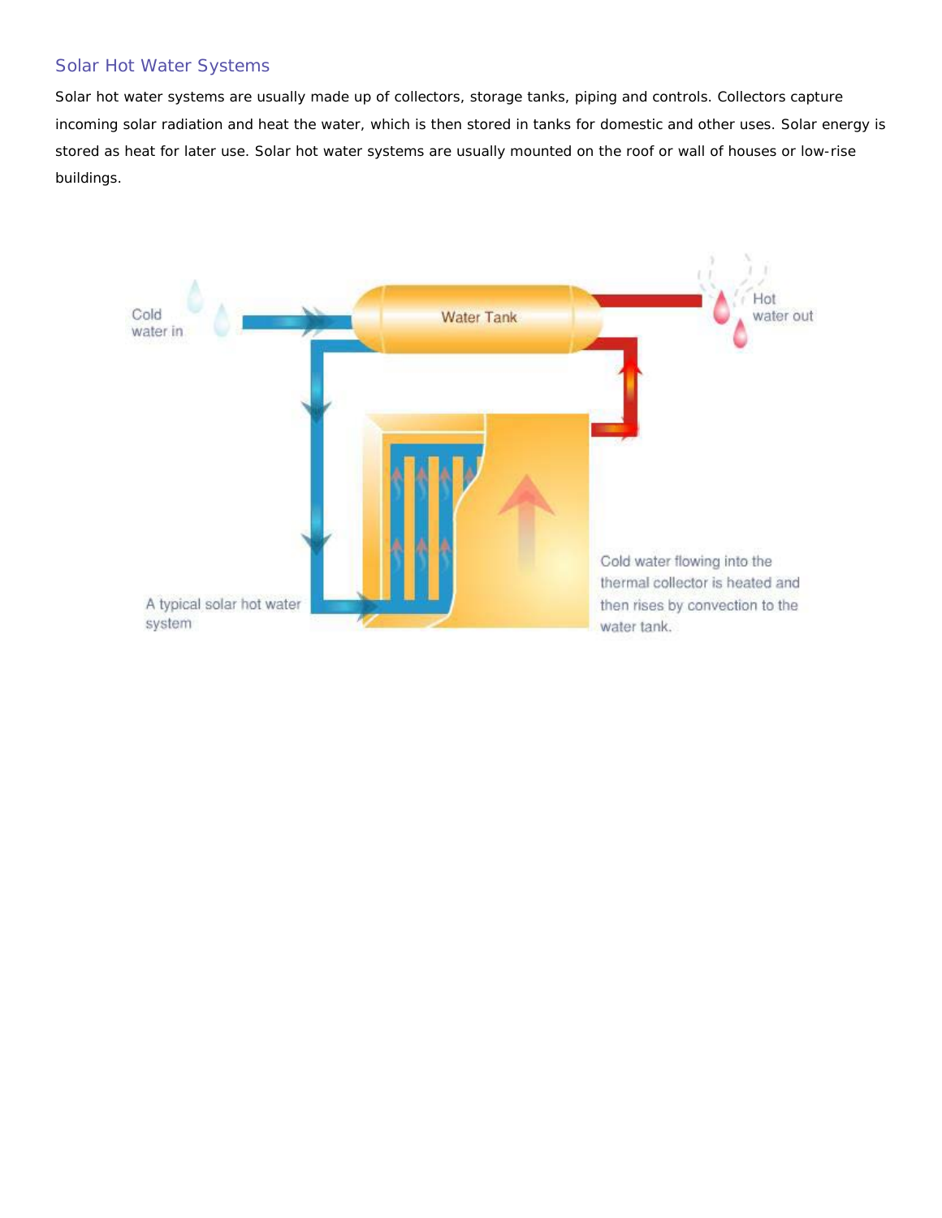## Solar Hot Water Systems

Solar hot water systems are usually made up of collectors, storage tanks, piping and controls. Collectors capture incoming solar radiation and heat the water, which is then stored in tanks for domestic and other uses. Solar energy is stored as heat for later use. Solar hot water systems are usually mounted on the roof or wall of houses or low-rise buildings.

A typical solar hot water system

Cold water flowing into the thermal collector is heated and then rises by convection to the water tank.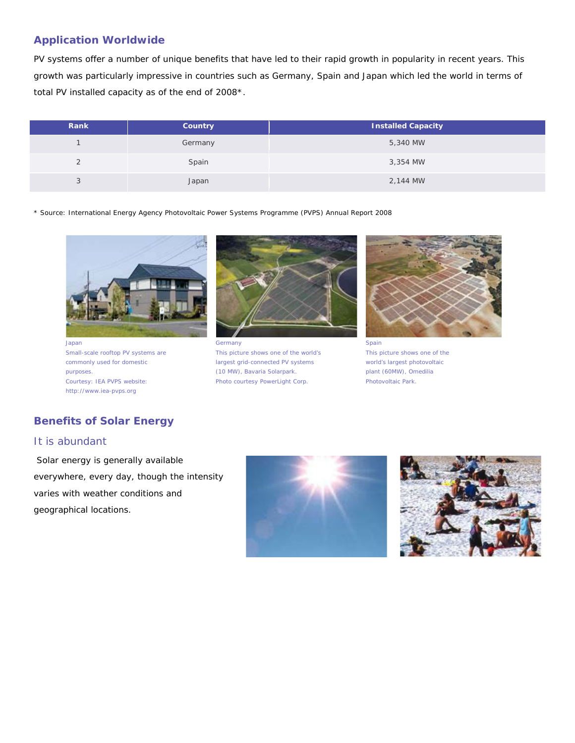## Application Worldwide

PV systems offer a number of unique benefits that have led to their rapid growth in popularity in recent years. This growth was particularly impressive in countries such as Germany, Spain and Japan which led the world in terms of total PV installed capacity as of the end of 2008*.

| Rank | Country | Installed Capacity |
| --- | --- | --- |
| 1 | Germany | 5,340 MW |
| 2 | Spain | 3,354 MW |
| 3 | Japan | 2,144 MW |

* Source: International Energy Agency Photovoltaic Power Systems Programme (PVPS) Annual Report 2008

Japan
Small-scale rooftop PV systems are commonly used for domestic purposes.
Courtesy: IEA PVPS website: http://www.iea-pvps.org

Germany
This picture shows one of the world's largest grid-connected PV systems (10 MW), Bavaria Solarpark.
Photo courtesy PowerLight Corp.

Spain
This picture shows one of the world's largest photovoltaic plant (60MW), Omedilia Photovoltaic Park.

## Benefits of Solar Energy

### It is abundant

Solar energy is generally available everywhere, every day, though the intensity varies with weather conditions and geographical locations.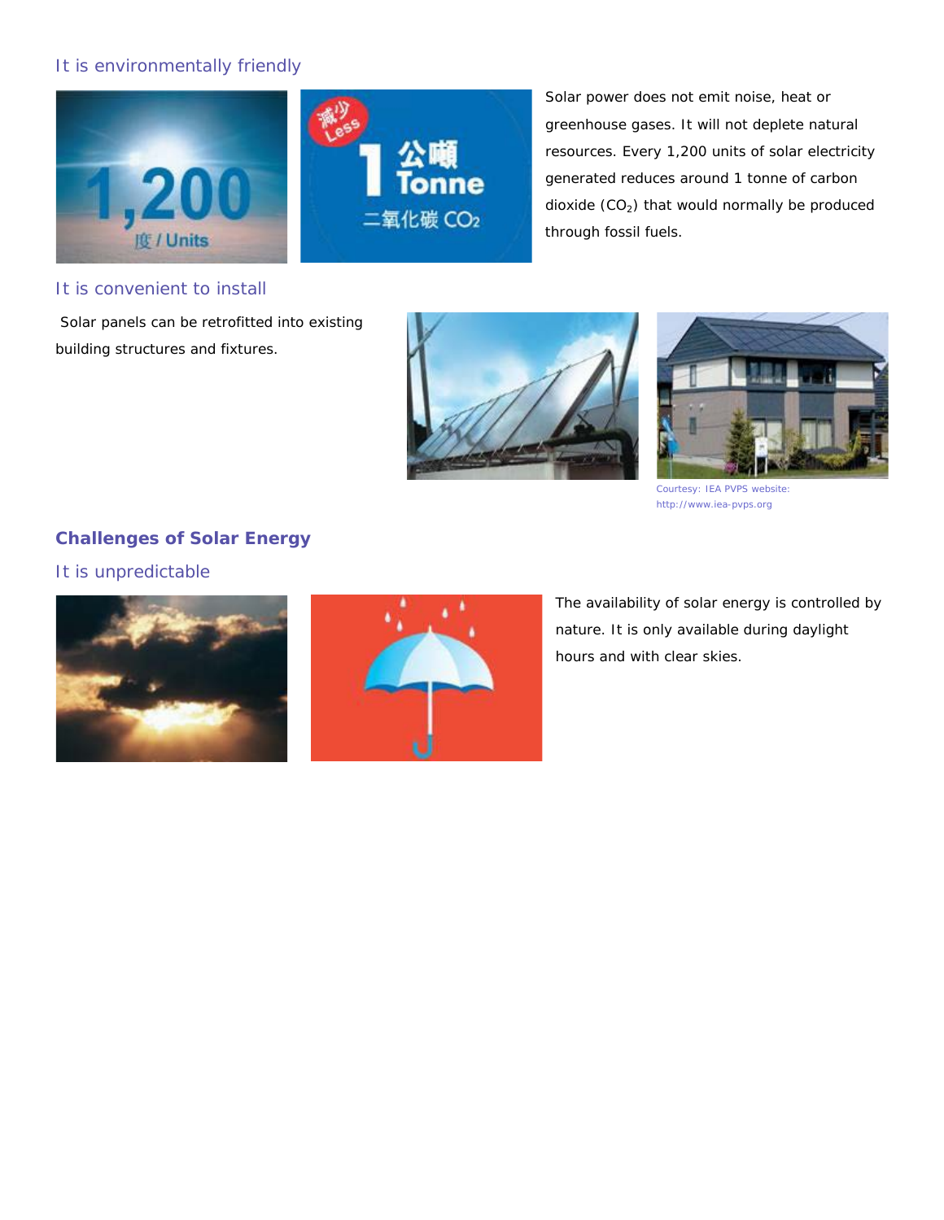### It is environmentally friendly

Solar power does not emit noise, heat or greenhouse gases. It will not deplete natural resources. Every 1,200 units of solar electricity generated reduces around 1 tonne of carbon dioxide ($CO_2$) that would normally be produced through fossil fuels.

### It is convenient to install

Solar panels can be retrofitted into existing building structures and fixtures.

Courtesy: IEA PVPS website: http://www.iea-pvps.org

## Challenges of Solar Energy

### It is unpredictable

The availability of solar energy is controlled by nature. It is only available during daylight hours and with clear skies.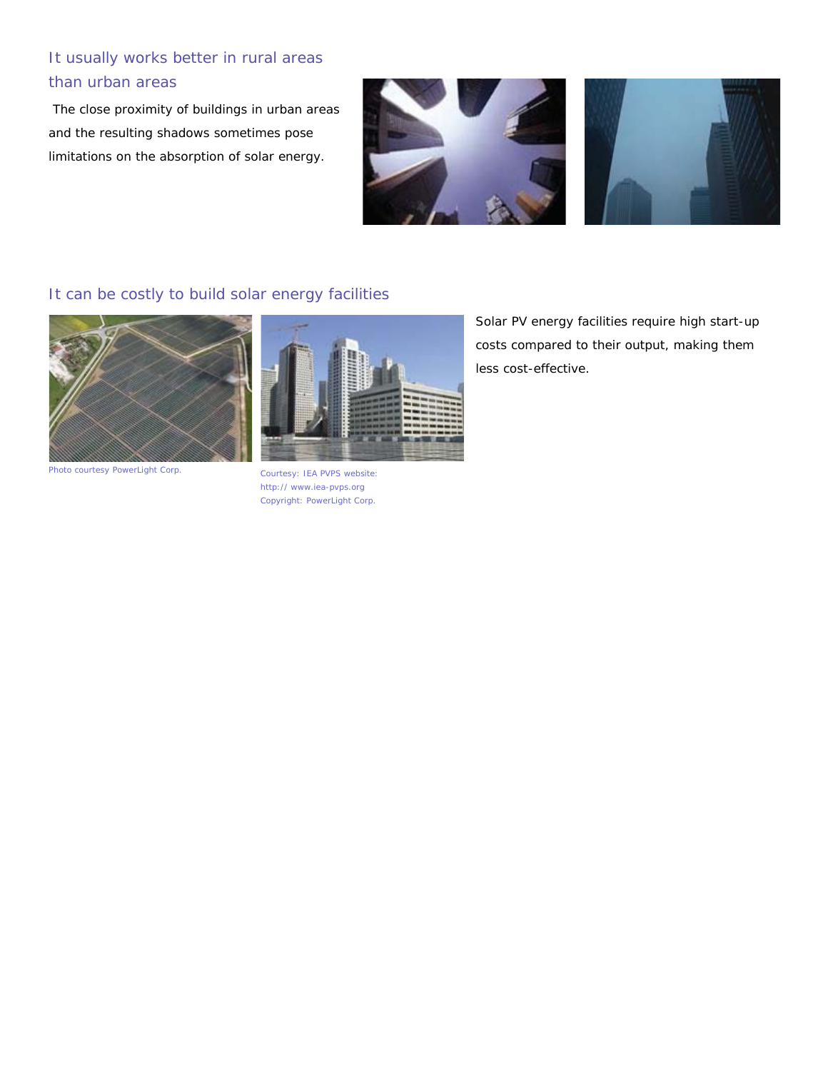## It usually works better in rural areas than urban areas

The close proximity of buildings in urban areas and the resulting shadows sometimes pose limitations on the absorption of solar energy.

## It can be costly to build solar energy facilities

Solar PV energy facilities require high start-up costs compared to their output, making them less cost-effective.

Photo courtesy PowerLight Corp.

Courtesy: IEA PVPS website: http:// www.iea-pvps.org
Copyright: PowerLight Corp.